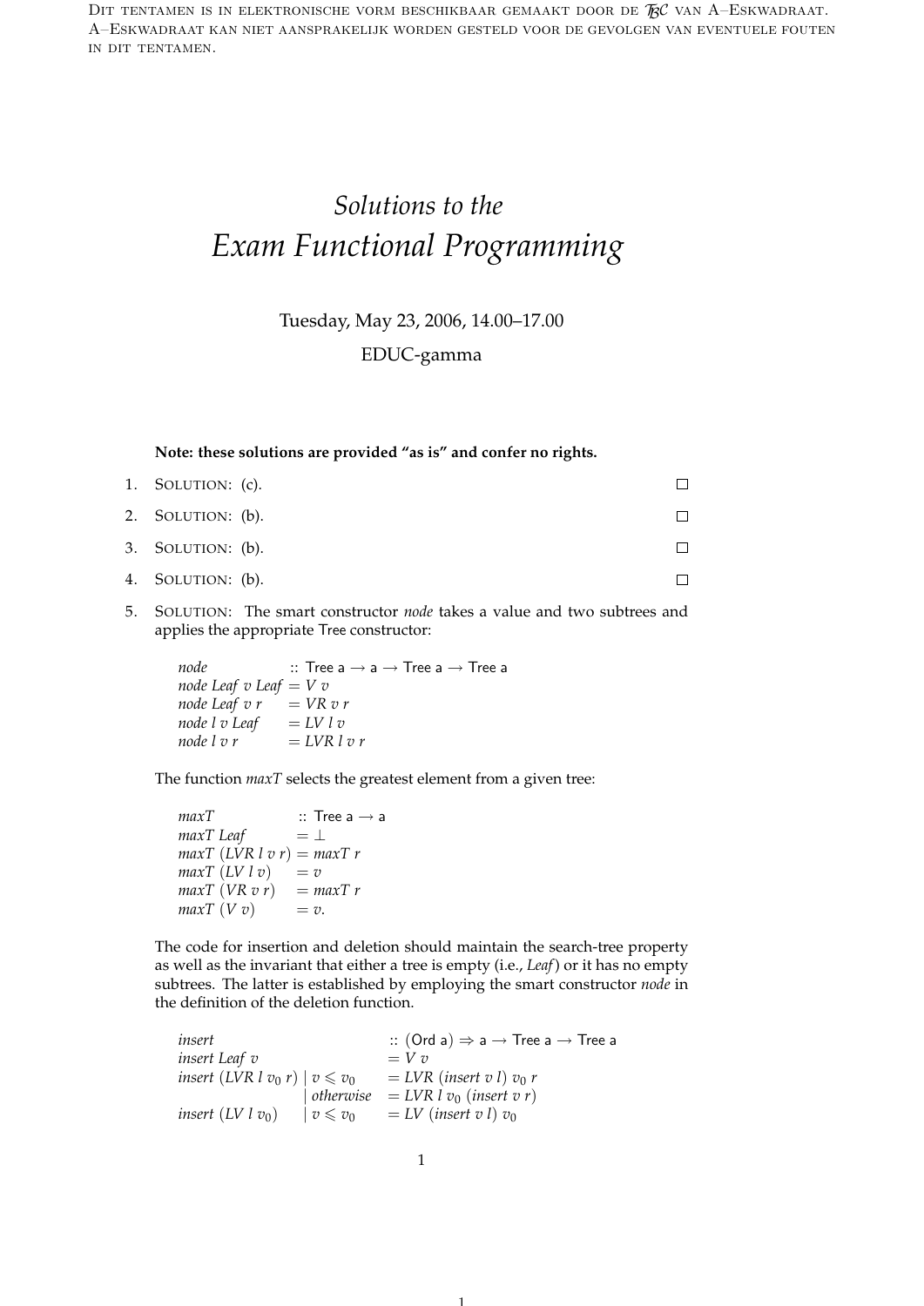Dit tentamen is in elektronische vorm beschikbaar gemaakt door de $\mathcal{TBC}$ van A–Eskwadraat. A–Eskwadraat kan niet aansprakelijk worden gesteld voor de gevolgen van eventuele fouten in dit tentamen.

# *Solutions to the*
# *Exam Functional Programming*

Tuesday, May 23, 2006, 14.00–17.00

EDUC-gamma

**Note: these solutions are provided "as is" and confer no rights.**

1. SOLUTION: (c). □

2. SOLUTION: (b). □

3. SOLUTION: (b). □

4. SOLUTION: (b). □

5. SOLUTION: The smart constructor *node* takes a value and two subtrees and applies the appropriate Tree constructor:

```
node             :: Tree a → a → Tree a → Tree a
node Leaf v Leaf = V v
node Leaf v r    = VR v r
node l v Leaf    = LV l v
node l v r       = LVR l v r
```

The function *maxT* selects the greatest element from a given tree:

```
maxT             :: Tree a → a
maxT Leaf        = ⊥
maxT (LVR l v r) = maxT r
maxT (LV l v)    = v
maxT (VR v r)    = maxT r
maxT (V v)       = v.
```

The code for insertion and deletion should maintain the search-tree property as well as the invariant that either a tree is empty (i.e., *Leaf*) or it has no empty subtrees. The latter is established by employing the smart constructor *node* in the definition of the deletion function.

```
insert                                 :: (Ord a) ⇒ a → Tree a → Tree a
insert Leaf v                          = V v
insert (LVR l v0 r) | v ⩽ v0           = LVR (insert v l) v0 r
                    | otherwise        = LVR l v0 (insert v r)
insert (LV l v0)    | v ⩽ v0           = LV (insert v l) v0
```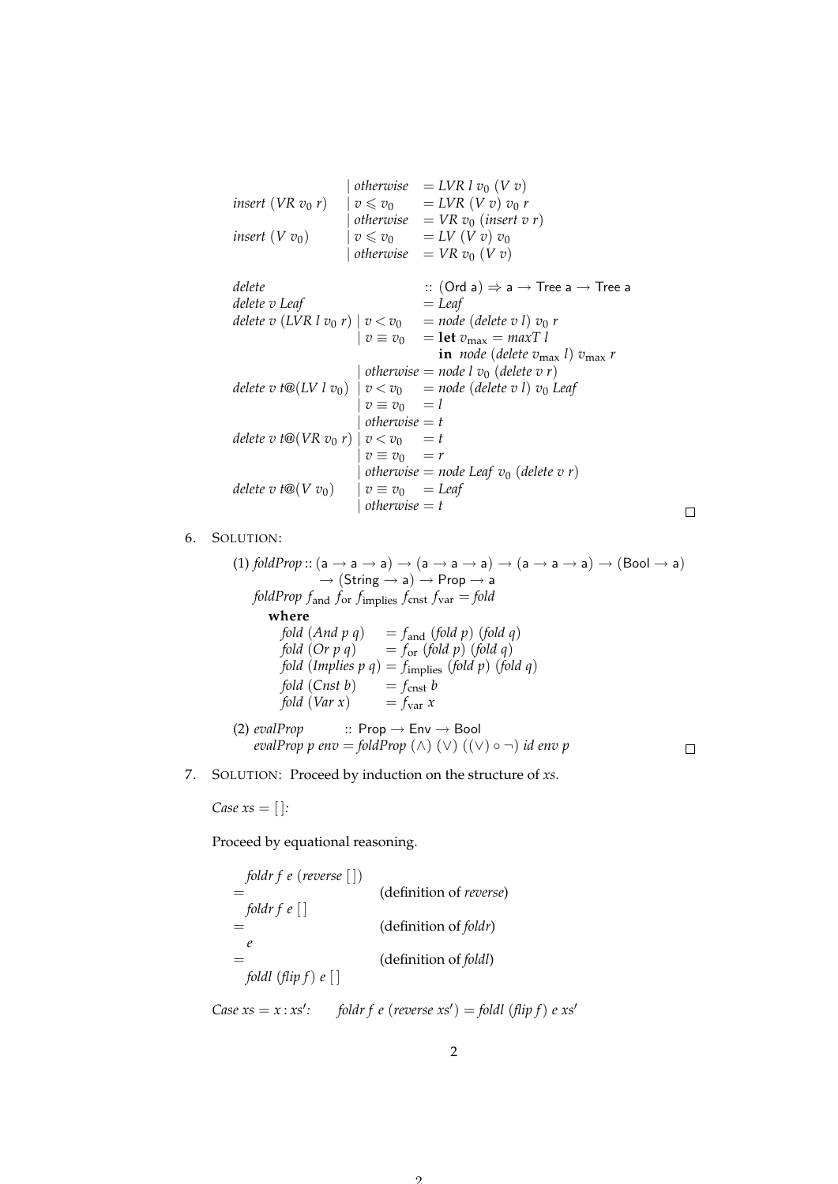```
                    | otherwise  = LVR l v0 (V v)
insert (VR v0 r)    | v ⩽ v0     = LVR (V v) v0 r
                    | otherwise  = VR v0 (insert v r)
insert (V v0)       | v ⩽ v0     = LV (V v) v0
                    | otherwise  = VR v0 (V v)

delete                          :: (Ord a) ⇒ a → Tree a → Tree a
delete v Leaf                   = Leaf
delete v (LVR l v0 r) | v < v0    = node (delete v l) v0 r
                      | v ≡ v0    = let vmax = maxT l
                                    in node (delete vmax l) vmax r
                      | otherwise = node l v0 (delete v r)
delete v t@(LV l v0)  | v < v0    = node (delete v l) v0 Leaf
                      | v ≡ v0    = l
                      | otherwise = t
delete v t@(VR v0 r)  | v < v0    = t
                      | v ≡ v0    = r
                      | otherwise = node Leaf v0 (delete v r)
delete v t@(V v0)     | v ≡ v0    = Leaf
                      | otherwise = t
```

□

6. SOLUTION:

(1)
```
foldProp :: (a → a → a) → (a → a → a) → (a → a → a) → (Bool → a)
            → (String → a) → Prop → a
foldProp f_and f_or f_implies f_cnst f_var = fold
  where
    fold (And p q)     = f_and (fold p) (fold q)
    fold (Or p q)      = f_or (fold p) (fold q)
    fold (Implies p q) = f_implies (fold p) (fold q)
    fold (Cnst b)      = f_cnst b
    fold (Var x)       = f_var x
```

(2)
```
evalProp          :: Prop → Env → Bool
evalProp p env = foldProp (∧) (∨) ((∨) ∘ ¬) id env p
```

□

7. SOLUTION: Proceed by induction on the structure of *xs*.

*Case* $xs = [\,]$*:*

Proceed by equational reasoning.

```
  foldr f e (reverse [ ])
=                              (definition of reverse)
  foldr f e [ ]
=                              (definition of foldr)
  e
=                              (definition of foldl)
  foldl (flip f) e [ ]
```

*Case* $xs = x : xs'$*:* $\quad$ *foldr f e (reverse xs') = foldl (flip f) e xs'*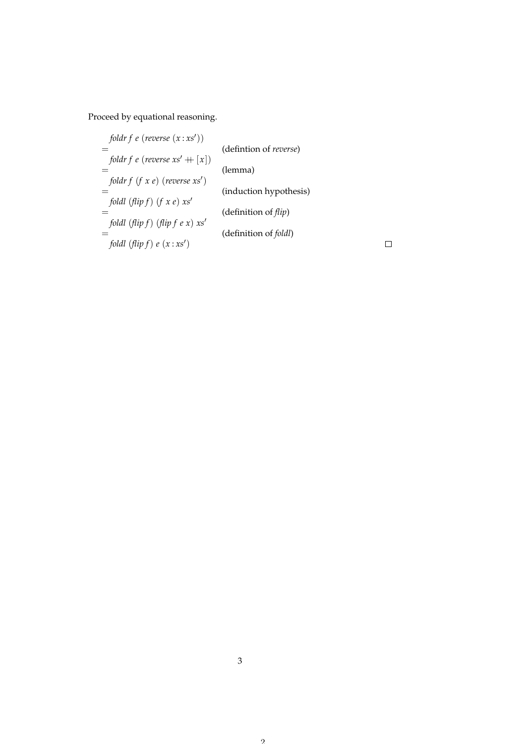Proceed by equational reasoning.

$$
\begin{array}{ll}
\quad \mathit{foldr}\ f\ e\ (\mathit{reverse}\ (x : xs')) & \\
= & \text{(defintion of } \mathit{reverse}\text{)} \\
\quad \mathit{foldr}\ f\ e\ (\mathit{reverse}\ xs' +\!\!+ [x]) & \\
= & \text{(lemma)} \\
\quad \mathit{foldr}\ f\ (f\ x\ e)\ (\mathit{reverse}\ xs') & \\
= & \text{(induction hypothesis)} \\
\quad \mathit{foldl}\ (\mathit{flip}\ f)\ (f\ x\ e)\ xs' & \\
= & \text{(definition of } \mathit{flip}\text{)} \\
\quad \mathit{foldl}\ (\mathit{flip}\ f)\ (\mathit{flip}\ f\ e\ x)\ xs' & \\
= & \text{(definition of } \mathit{foldl}\text{)} \\
\quad \mathit{foldl}\ (\mathit{flip}\ f)\ e\ (x : xs') & \qquad \square
\end{array}
$$